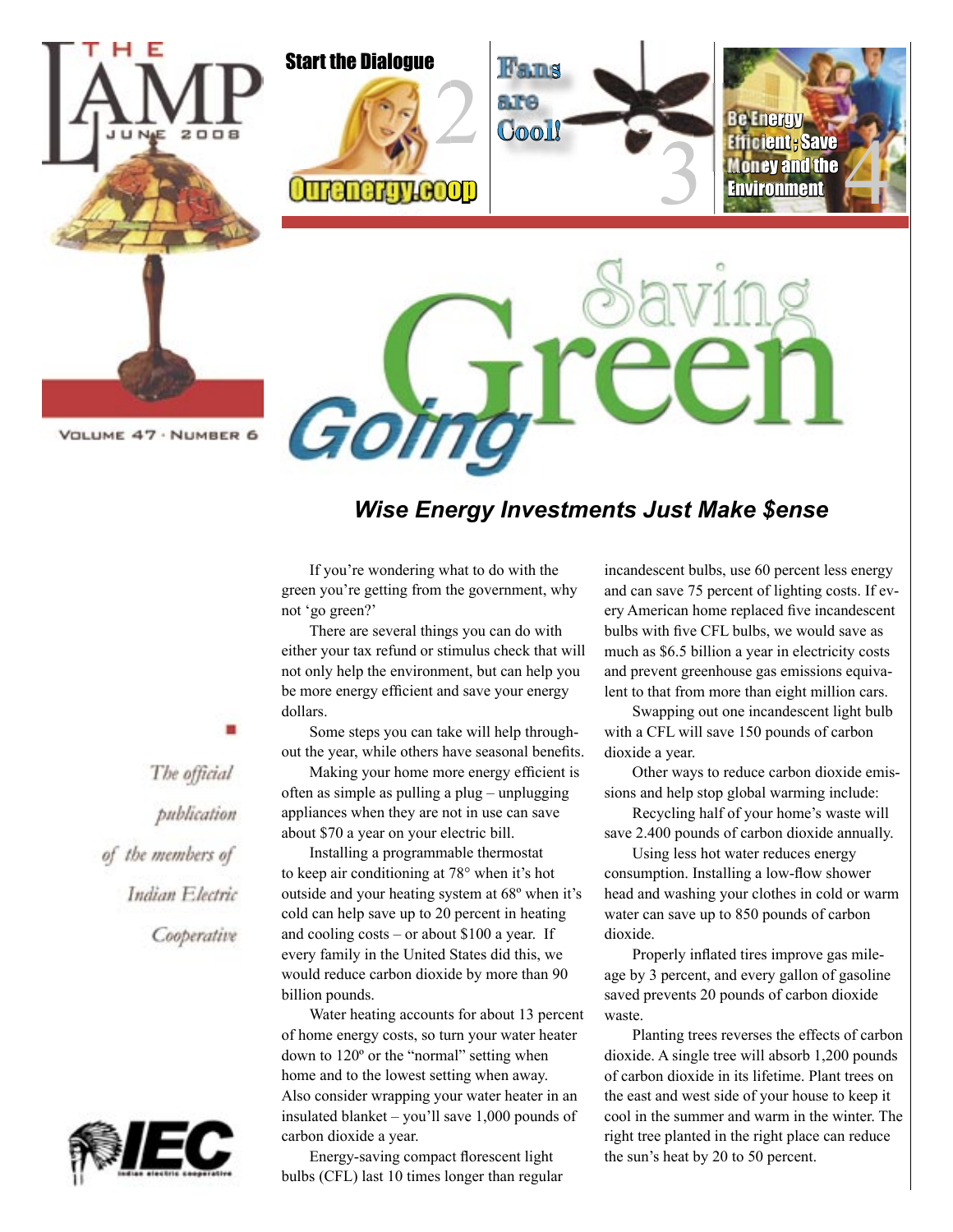# THE LAMP

JUNE 2008

VOLUME 47 · NUMBER 6

Start the Dialogue 2

Ourenergy.coop

Fans are Cool! 3

Be Energy Efficient; Save Money and the Environment 4

# Going Green Saving Green

## *Wise Energy Investments Just Make $ense*

*The official publication of the members of Indian Electric Cooperative*

IEC

If you're wondering what to do with the green you're getting from the government, why not 'go green?'

There are several things you can do with either your tax refund or stimulus check that will not only help the environment, but can help you be more energy efficient and save your energy dollars.

Some steps you can take will help throughout the year, while others have seasonal benefits.

Making your home more energy efficient is often as simple as pulling a plug – unplugging appliances when they are not in use can save about $70 a year on your electric bill.

Installing a programmable thermostat to keep air conditioning at 78° when it's hot outside and your heating system at 68º when it's cold can help save up to 20 percent in heating and cooling costs – or about $100 a year. If every family in the United States did this, we would reduce carbon dioxide by more than 90 billion pounds.

Water heating accounts for about 13 percent of home energy costs, so turn your water heater down to 120º or the "normal" setting when home and to the lowest setting when away. Also consider wrapping your water heater in an insulated blanket – you'll save 1,000 pounds of carbon dioxide a year.

Energy-saving compact florescent light bulbs (CFL) last 10 times longer than regular incandescent bulbs, use 60 percent less energy and can save 75 percent of lighting costs. If every American home replaced five incandescent bulbs with five CFL bulbs, we would save as much as $6.5 billion a year in electricity costs and prevent greenhouse gas emissions equivalent to that from more than eight million cars.

Swapping out one incandescent light bulb with a CFL will save 150 pounds of carbon dioxide a year.

Other ways to reduce carbon dioxide emissions and help stop global warming include:

Recycling half of your home's waste will save 2.400 pounds of carbon dioxide annually.

Using less hot water reduces energy consumption. Installing a low-flow shower head and washing your clothes in cold or warm water can save up to 850 pounds of carbon dioxide.

Properly inflated tires improve gas mileage by 3 percent, and every gallon of gasoline saved prevents 20 pounds of carbon dioxide waste.

Planting trees reverses the effects of carbon dioxide. A single tree will absorb 1,200 pounds of carbon dioxide in its lifetime. Plant trees on the east and west side of your house to keep it cool in the summer and warm in the winter. The right tree planted in the right place can reduce the sun's heat by 20 to 50 percent.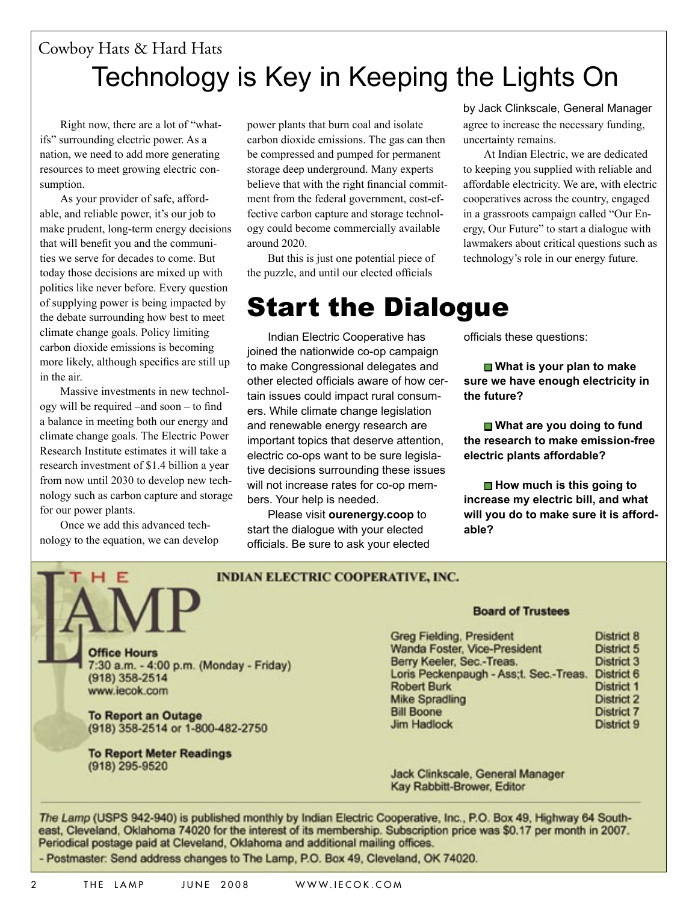Cowboy Hats & Hard Hats

# Technology is Key in Keeping the Lights On

by Jack Clinkscale, General Manager

Right now, there are a lot of "what-ifs" surrounding electric power. As a nation, we need to add more generating resources to meet growing electric consumption.

As your provider of safe, affordable, and reliable power, it's our job to make prudent, long-term energy decisions that will benefit you and the communities we serve for decades to come. But today those decisions are mixed up with politics like never before. Every question of supplying power is being impacted by the debate surrounding how best to meet climate change goals. Policy limiting carbon dioxide emissions is becoming more likely, although specifics are still up in the air.

Massive investments in new technology will be required –and soon – to find a balance in meeting both our energy and climate change goals. The Electric Power Research Institute estimates it will take a research investment of $1.4 billion a year from now until 2030 to develop new technology such as carbon capture and storage for our power plants.

Once we add this advanced technology to the equation, we can develop power plants that burn coal and isolate carbon dioxide emissions. The gas can then be compressed and pumped for permanent storage deep underground. Many experts believe that with the right financial commitment from the federal government, cost-effective carbon capture and storage technology could become commercially available around 2020.

But this is just one potential piece of the puzzle, and until our elected officials agree to increase the necessary funding, uncertainty remains.

At Indian Electric, we are dedicated to keeping you supplied with reliable and affordable electricity. We are, with electric cooperatives across the country, engaged in a grassroots campaign called "Our Energy, Our Future" to start a dialogue with lawmakers about critical questions such as technology's role in our energy future.

# Start the Dialogue

Indian Electric Cooperative has joined the nationwide co-op campaign to make Congressional delegates and other elected officials aware of how certain issues could impact rural consumers. While climate change legislation and renewable energy research are important topics that deserve attention, electric co-ops want to be sure legislative decisions surrounding these issues will not increase rates for co-op members. Your help is needed.

Please visit **ourenergy.coop** to start the dialogue with your elected officials. Be sure to ask your elected officials these questions:

- **What is your plan to make sure we have enough electricity in the future?**
- **What are you doing to fund the research to make emission-free electric plants affordable?**
- **How much is this going to increase my electric bill, and what will you do to make sure it is affordable?**

---

## THE LAMP

**INDIAN ELECTRIC COOPERATIVE, INC.**

**Office Hours**
7:30 a.m. - 4:00 p.m. (Monday - Friday)
(918) 358-2514
www.iecok.com

**To Report an Outage**
(918) 358-2514 or 1-800-482-2750

**To Report Meter Readings**
(918) 295-9520

**Board of Trustees**

| | |
|---|---|
| Greg Fielding, President | District 8 |
| Wanda Foster, Vice-President | District 5 |
| Berry Keeler, Sec.-Treas. | District 3 |
| Loris Peckenpaugh - Ass;t. Sec.-Treas. | District 6 |
| Robert Burk | District 1 |
| Mike Spradling | District 2 |
| Bill Boone | District 7 |
| Jim Hadlock | District 9 |

Jack Clinkscale, General Manager
Kay Rabbitt-Brower, Editor

*The Lamp* (USPS 942-940) is published monthly by Indian Electric Cooperative, Inc., P.O. Box 49, Highway 64 Southeast, Cleveland, Oklahoma 74020 for the interest of its membership. Subscription price was $0.17 per month in 2007. Periodical postage paid at Cleveland, Oklahoma and additional mailing offices.

- Postmaster: Send address changes to The Lamp, P.O. Box 49, Cleveland, OK 74020.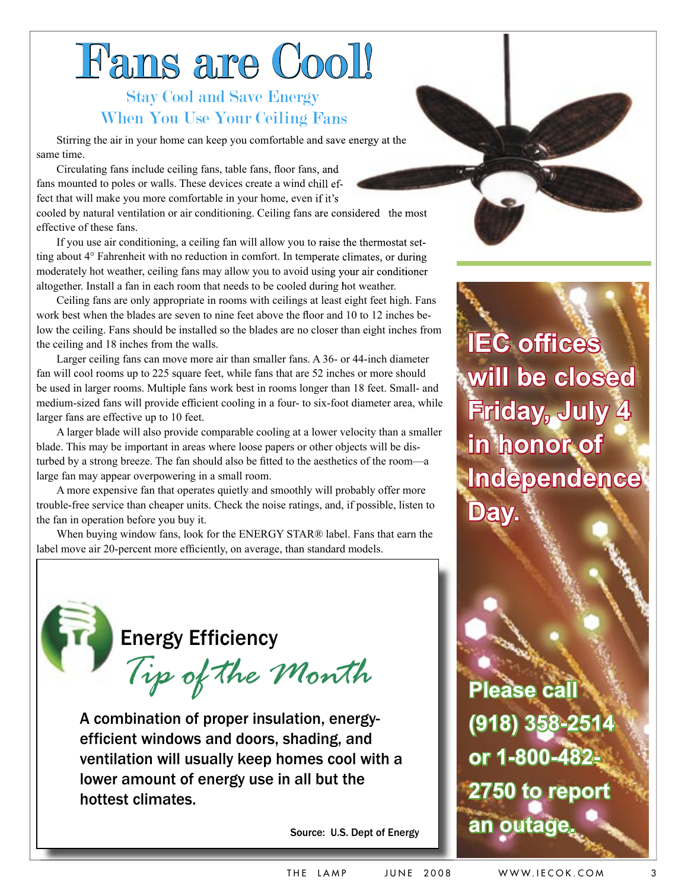# Fans are Cool!

## Stay Cool and Save Energy When You Use Your Ceiling Fans

Stirring the air in your home can keep you comfortable and save energy at the same time.

Circulating fans include ceiling fans, table fans, floor fans, and fans mounted to poles or walls. These devices create a wind chill effect that will make you more comfortable in your home, even if it's cooled by natural ventilation or air conditioning. Ceiling fans are considered the most effective of these fans.

If you use air conditioning, a ceiling fan will allow you to raise the thermostat setting about 4° Fahrenheit with no reduction in comfort. In temperate climates, or during moderately hot weather, ceiling fans may allow you to avoid using your air conditioner altogether. Install a fan in each room that needs to be cooled during hot weather.

Ceiling fans are only appropriate in rooms with ceilings at least eight feet high. Fans work best when the blades are seven to nine feet above the floor and 10 to 12 inches below the ceiling. Fans should be installed so the blades are no closer than eight inches from the ceiling and 18 inches from the walls.

Larger ceiling fans can move more air than smaller fans. A 36- or 44-inch diameter fan will cool rooms up to 225 square feet, while fans that are 52 inches or more should be used in larger rooms. Multiple fans work best in rooms longer than 18 feet. Small- and medium-sized fans will provide efficient cooling in a four- to six-foot diameter area, while larger fans are effective up to 10 feet.

A larger blade will also provide comparable cooling at a lower velocity than a smaller blade. This may be important in areas where loose papers or other objects will be disturbed by a strong breeze. The fan should also be fitted to the aesthetics of the room—a large fan may appear overpowering in a small room.

A more expensive fan that operates quietly and smoothly will probably offer more trouble-free service than cheaper units. Check the noise ratings, and, if possible, listen to the fan in operation before you buy it.

When buying window fans, look for the ENERGY STAR® label. Fans that earn the label move air 20-percent more efficiently, on average, than standard models.

## Energy Efficiency *Tip of the Month*

**A combination of proper insulation, energy-efficient windows and doors, shading, and ventilation will usually keep homes cool with a lower amount of energy use in all but the hottest climates.**

Source: U.S. Dept of Energy

**IEC offices will be closed Friday, July 4 in honor of Independence Day.**

**Please call (918) 358-2514 or 1-800-482-2750 to report an outage.**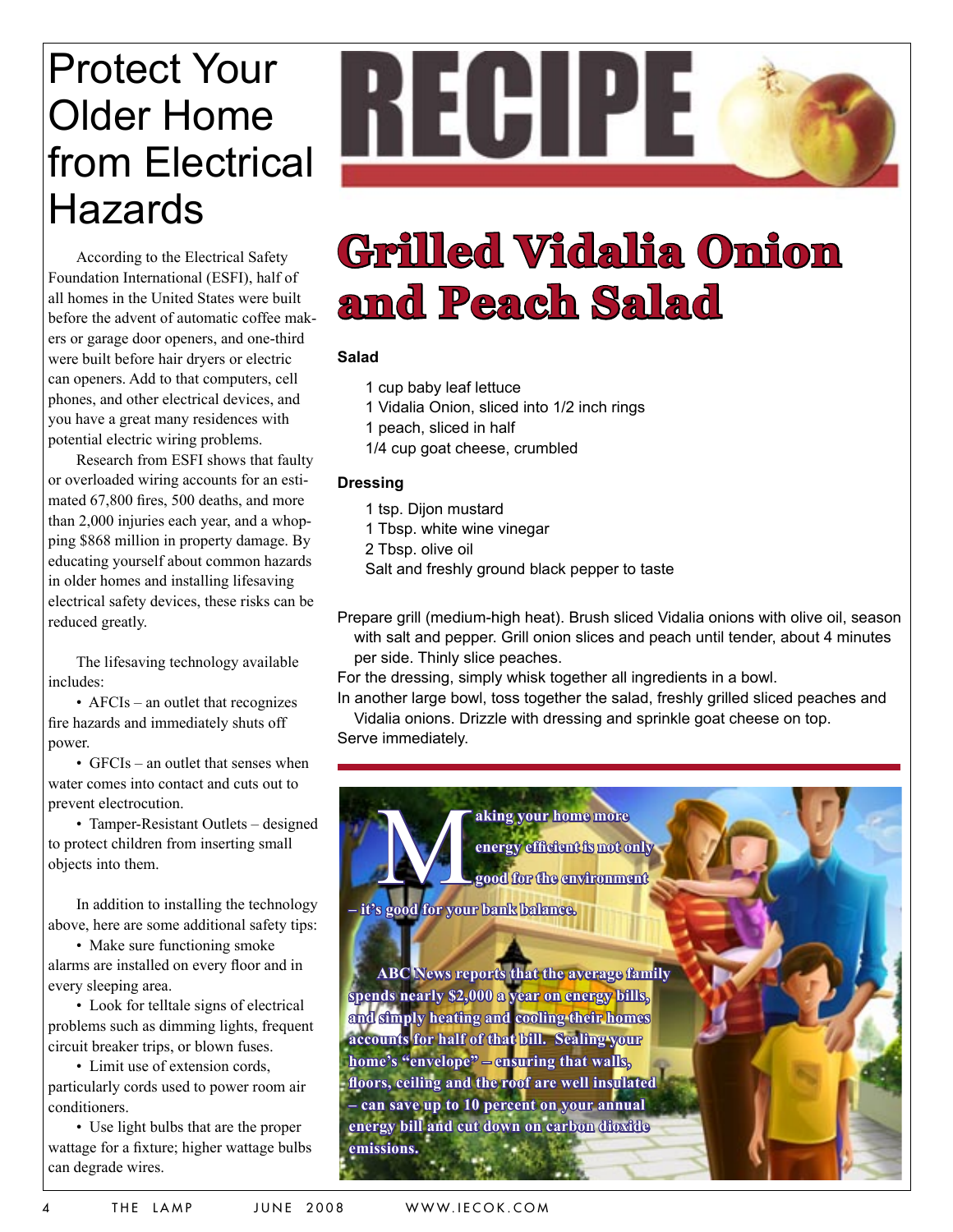# Protect Your Older Home from Electrical Hazards

According to the Electrical Safety Foundation International (ESFI), half of all homes in the United States were built before the advent of automatic coffee makers or garage door openers, and one-third were built before hair dryers or electric can openers. Add to that computers, cell phones, and other electrical devices, and you have a great many residences with potential electric wiring problems.

Research from ESFI shows that faulty or overloaded wiring accounts for an estimated 67,800 fires, 500 deaths, and more than 2,000 injuries each year, and a whopping $868 million in property damage. By educating yourself about common hazards in older homes and installing lifesaving electrical safety devices, these risks can be reduced greatly.

The lifesaving technology available includes:

- AFCIs – an outlet that recognizes fire hazards and immediately shuts off power.
- GFCIs – an outlet that senses when water comes into contact and cuts out to prevent electrocution.
- Tamper-Resistant Outlets – designed to protect children from inserting small objects into them.

In addition to installing the technology above, here are some additional safety tips:

- Make sure functioning smoke alarms are installed on every floor and in every sleeping area.
- Look for telltale signs of electrical problems such as dimming lights, frequent circuit breaker trips, or blown fuses.
- Limit use of extension cords, particularly cords used to power room air conditioners.
- Use light bulbs that are the proper wattage for a fixture; higher wattage bulbs can degrade wires.

# RECIPE

## Grilled Vidalia Onion and Peach Salad

**Salad**

1 cup baby leaf lettuce
1 Vidalia Onion, sliced into 1/2 inch rings
1 peach, sliced in half
1/4 cup goat cheese, crumbled

**Dressing**

1 tsp. Dijon mustard
1 Tbsp. white wine vinegar
2 Tbsp. olive oil
Salt and freshly ground black pepper to taste

Prepare grill (medium-high heat). Brush sliced Vidalia onions with olive oil, season with salt and pepper. Grill onion slices and peach until tender, about 4 minutes per side. Thinly slice peaches.

For the dressing, simply whisk together all ingredients in a bowl.

In another large bowl, toss together the salad, freshly grilled sliced peaches and Vidalia onions. Drizzle with dressing and sprinkle goat cheese on top.

Serve immediately.

---

**Making your home more energy efficient is not only good for the environment – it's good for your bank balance.**

**ABC News reports that the average family spends nearly $2,000 a year on energy bills, and simply heating and cooling their homes accounts for half of that bill. Sealing your home's "envelope" – ensuring that walls, floors, ceiling and the roof are well insulated – can save up to 10 percent on your annual energy bill and cut down on carbon dioxide emissions.**